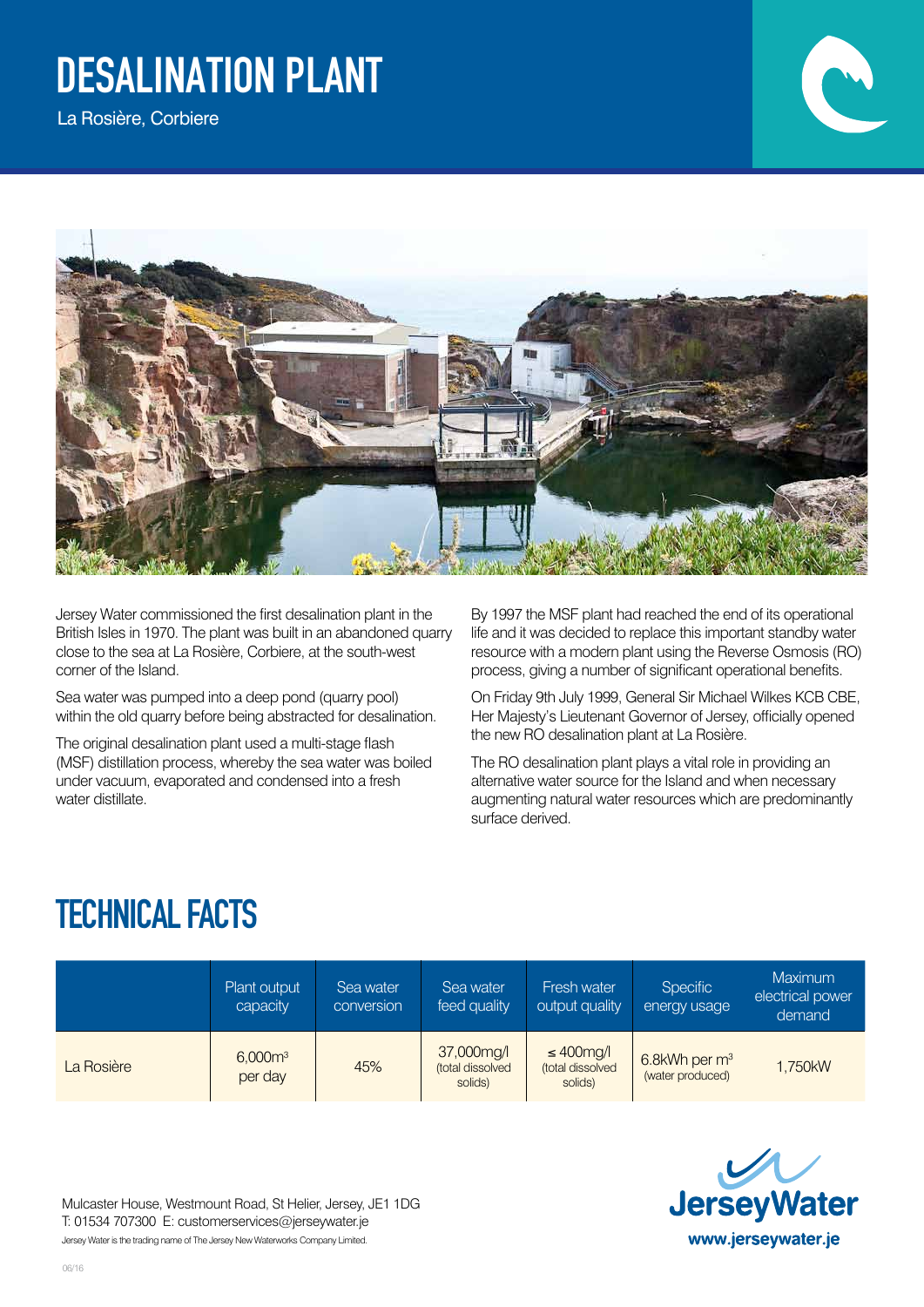# DESALINATION PLANT

La Rosière, Corbiere

Jersey Water commissioned the first desalination plant in the British Isles in 1970. The plant was built in an abandoned quarry close to the sea at La Rosière, Corbiere, at the south-west corner of the Island.

Sea water was pumped into a deep pond (quarry pool) within the old quarry before being abstracted for desalination.

The original desalination plant used a multi-stage flash (MSF) distillation process, whereby the sea water was boiled under vacuum, evaporated and condensed into a fresh water distillate.

By 1997 the MSF plant had reached the end of its operational life and it was decided to replace this important standby water resource with a modern plant using the Reverse Osmosis (RO) process, giving a number of significant operational benefits.

On Friday 9th July 1999, General Sir Michael Wilkes KCB CBE, Her Majesty's Lieutenant Governor of Jersey, officially opened the new RO desalination plant at La Rosière.

The RO desalination plant plays a vital role in providing an alternative water source for the Island and when necessary augmenting natural water resources which are predominantly surface derived.

## TECHNICAL FACTS

| | Plant output capacity | Sea water conversion | Sea water feed quality | Fresh water output quality | Specific energy usage | Maximum electrical power demand |
|---|---|---|---|---|---|---|
| La Rosière | 6,000m$^3$ per day | 45% | 37,000mg/l (total dissolved solids) | ≤ 400mg/l (total dissolved solids) | 6.8kWh per m$^3$ (water produced) | 1,750kW |

Mulcaster House, Westmount Road, St Helier, Jersey, JE1 1DG
T: 01534 707300 E: customerservices@jerseywater.je
Jersey Water is the trading name of The Jersey New Waterworks Company Limited.

JerseyWater
www.jerseywater.je

06/16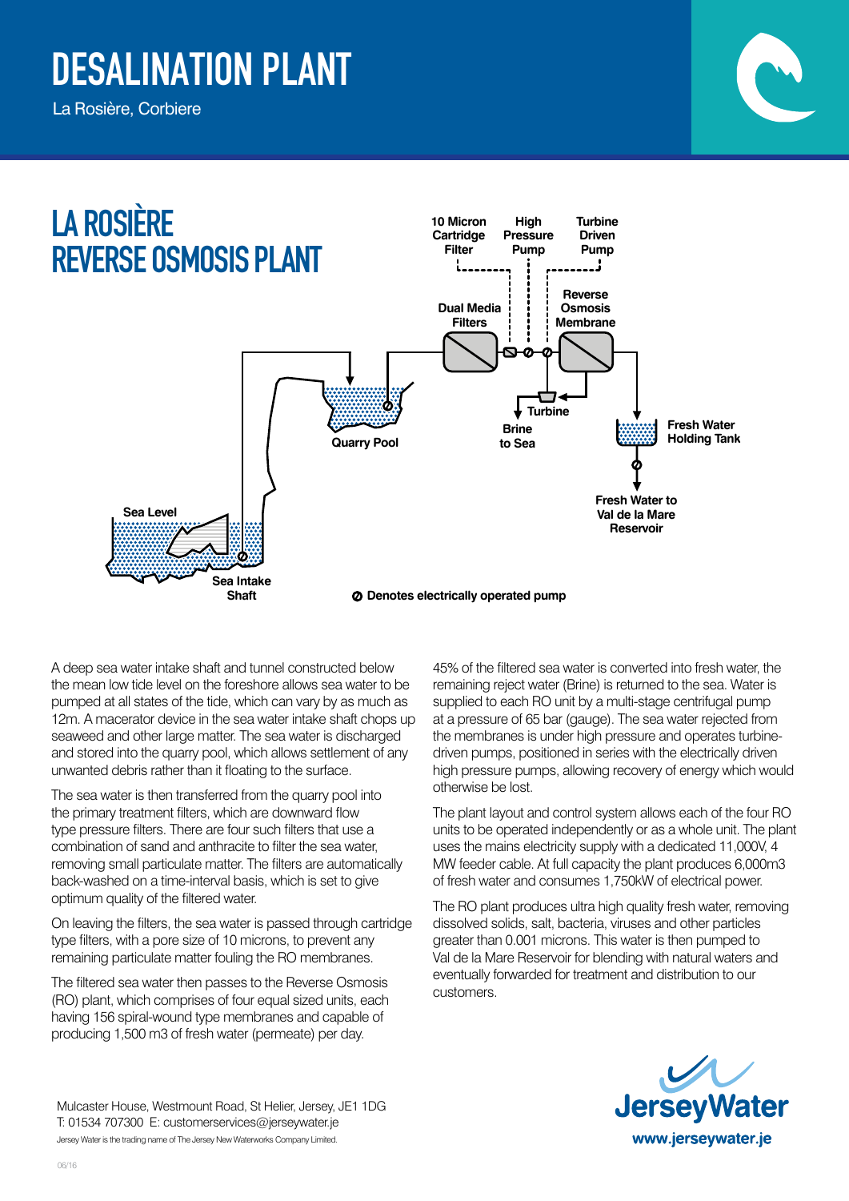# DESALINATION PLANT

La Rosière, Corbiere

## LA ROSIÈRE REVERSE OSMOSIS PLANT

10 Micron Cartridge Filter

High Pressure Pump

Turbine Driven Pump

Dual Media Filters

Reverse Osmosis Membrane

Quarry Pool

Turbine

Brine to Sea

Fresh Water Holding Tank

Fresh Water to Val de la Mare Reservoir

Sea Level

Sea Intake Shaft

Denotes electrically operated pump

A deep sea water intake shaft and tunnel constructed below the mean low tide level on the foreshore allows sea water to be pumped at all states of the tide, which can vary by as much as 12m. A macerator device in the sea water intake shaft chops up seaweed and other large matter. The sea water is discharged and stored into the quarry pool, which allows settlement of any unwanted debris rather than it floating to the surface.

The sea water is then transferred from the quarry pool into the primary treatment filters, which are downward flow type pressure filters. There are four such filters that use a combination of sand and anthracite to filter the sea water, removing small particulate matter. The filters are automatically back-washed on a time-interval basis, which is set to give optimum quality of the filtered water.

On leaving the filters, the sea water is passed through cartridge type filters, with a pore size of 10 microns, to prevent any remaining particulate matter fouling the RO membranes.

The filtered sea water then passes to the Reverse Osmosis (RO) plant, which comprises of four equal sized units, each having 156 spiral-wound type membranes and capable of producing 1,500 m3 of fresh water (permeate) per day.

45% of the filtered sea water is converted into fresh water, the remaining reject water (Brine) is returned to the sea. Water is supplied to each RO unit by a multi-stage centrifugal pump at a pressure of 65 bar (gauge). The sea water rejected from the membranes is under high pressure and operates turbine-driven pumps, positioned in series with the electrically driven high pressure pumps, allowing recovery of energy which would otherwise be lost.

The plant layout and control system allows each of the four RO units to be operated independently or as a whole unit. The plant uses the mains electricity supply with a dedicated 11,000V, 4 MW feeder cable. At full capacity the plant produces 6,000m3 of fresh water and consumes 1,750kW of electrical power.

The RO plant produces ultra high quality fresh water, removing dissolved solids, salt, bacteria, viruses and other particles greater than 0.001 microns. This water is then pumped to Val de la Mare Reservoir for blending with natural waters and eventually forwarded for treatment and distribution to our customers.

Mulcaster House, Westmount Road, St Helier, Jersey, JE1 1DG
T: 01534 707300 E: customerservices@jerseywater.je
Jersey Water is the trading name of The Jersey New Waterworks Company Limited.

JerseyWater
www.jerseywater.je

06/16